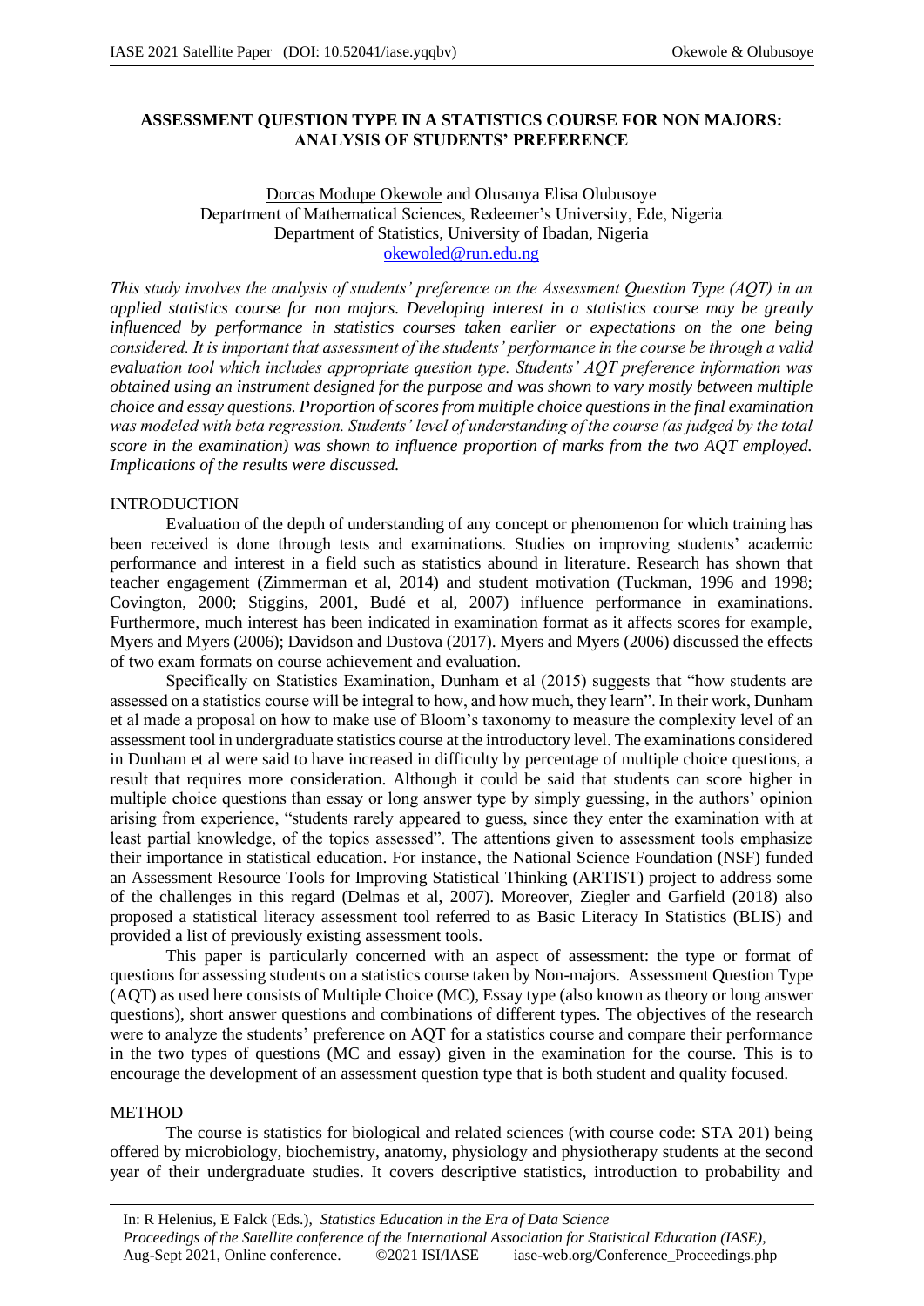# ASSESSMENT QUESTION TYPE IN A STATISTICS COURSE FOR NON MAJORS: ANALYSIS OF STUDENTS' PREFERENCE

Dorcas Modupe Okewole and Olusanya Elisa Olubusoye
Department of Mathematical Sciences, Redeemer's University, Ede, Nigeria
Department of Statistics, University of Ibadan, Nigeria
okewoled@run.edu.ng

*This study involves the analysis of students' preference on the Assessment Question Type (AQT) in an applied statistics course for non majors. Developing interest in a statistics course may be greatly influenced by performance in statistics courses taken earlier or expectations on the one being considered. It is important that assessment of the students' performance in the course be through a valid evaluation tool which includes appropriate question type. Students' AQT preference information was obtained using an instrument designed for the purpose and was shown to vary mostly between multiple choice and essay questions. Proportion of scores from multiple choice questions in the final examination was modeled with beta regression. Students' level of understanding of the course (as judged by the total score in the examination) was shown to influence proportion of marks from the two AQT employed. Implications of the results were discussed.*

## INTRODUCTION

Evaluation of the depth of understanding of any concept or phenomenon for which training has been received is done through tests and examinations. Studies on improving students' academic performance and interest in a field such as statistics abound in literature. Research has shown that teacher engagement (Zimmerman et al, 2014) and student motivation (Tuckman, 1996 and 1998; Covington, 2000; Stiggins, 2001, Budé et al, 2007) influence performance in examinations. Furthermore, much interest has been indicated in examination format as it affects scores for example, Myers and Myers (2006); Davidson and Dustova (2017). Myers and Myers (2006) discussed the effects of two exam formats on course achievement and evaluation.

Specifically on Statistics Examination, Dunham et al (2015) suggests that "how students are assessed on a statistics course will be integral to how, and how much, they learn". In their work, Dunham et al made a proposal on how to make use of Bloom's taxonomy to measure the complexity level of an assessment tool in undergraduate statistics course at the introductory level. The examinations considered in Dunham et al were said to have increased in difficulty by percentage of multiple choice questions, a result that requires more consideration. Although it could be said that students can score higher in multiple choice questions than essay or long answer type by simply guessing, in the authors' opinion arising from experience, "students rarely appeared to guess, since they enter the examination with at least partial knowledge, of the topics assessed". The attentions given to assessment tools emphasize their importance in statistical education. For instance, the National Science Foundation (NSF) funded an Assessment Resource Tools for Improving Statistical Thinking (ARTIST) project to address some of the challenges in this regard (Delmas et al, 2007). Moreover, Ziegler and Garfield (2018) also proposed a statistical literacy assessment tool referred to as Basic Literacy In Statistics (BLIS) and provided a list of previously existing assessment tools.

This paper is particularly concerned with an aspect of assessment: the type or format of questions for assessing students on a statistics course taken by Non-majors. Assessment Question Type (AQT) as used here consists of Multiple Choice (MC), Essay type (also known as theory or long answer questions), short answer questions and combinations of different types. The objectives of the research were to analyze the students' preference on AQT for a statistics course and compare their performance in the two types of questions (MC and essay) given in the examination for the course. This is to encourage the development of an assessment question type that is both student and quality focused.

## METHOD

The course is statistics for biological and related sciences (with course code: STA 201) being offered by microbiology, biochemistry, anatomy, physiology and physiotherapy students at the second year of their undergraduate studies. It covers descriptive statistics, introduction to probability and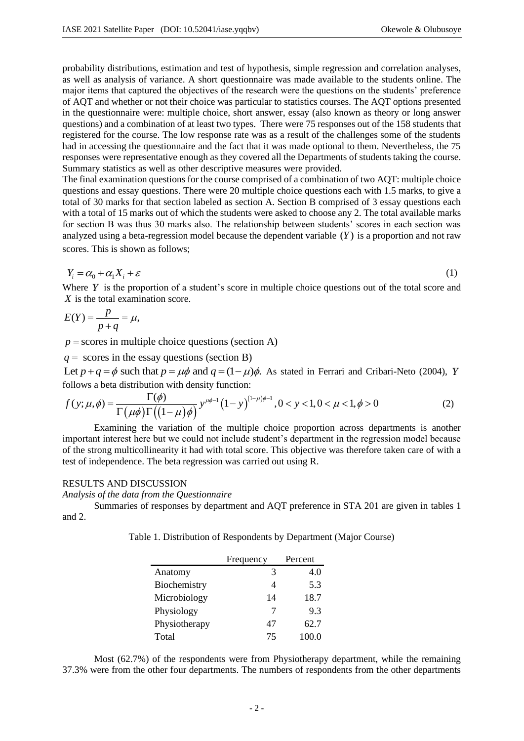probability distributions, estimation and test of hypothesis, simple regression and correlation analyses, as well as analysis of variance. A short questionnaire was made available to the students online. The major items that captured the objectives of the research were the questions on the students' preference of AQT and whether or not their choice was particular to statistics courses. The AQT options presented in the questionnaire were: multiple choice, short answer, essay (also known as theory or long answer questions) and a combination of at least two types. There were 75 responses out of the 158 students that registered for the course. The low response rate was as a result of the challenges some of the students had in accessing the questionnaire and the fact that it was made optional to them. Nevertheless, the 75 responses were representative enough as they covered all the Departments of students taking the course. Summary statistics as well as other descriptive measures were provided.

The final examination questions for the course comprised of a combination of two AQT: multiple choice questions and essay questions. There were 20 multiple choice questions each with 1.5 marks, to give a total of 30 marks for that section labeled as section A. Section B comprised of 3 essay questions each with a total of 15 marks out of which the students were asked to choose any 2. The total available marks for section B was thus 30 marks also. The relationship between students' scores in each section was analyzed using a beta-regression model because the dependent variable $(Y)$ is a proportion and not raw scores. This is shown as follows;

$$Y_i = \alpha_0 + \alpha_1 X_i + \varepsilon \tag{1}$$

Where $Y$ is the proportion of a student's score in multiple choice questions out of the total score and $X$ is the total examination score.

$$E(Y) = \frac{p}{p+q} = \mu,$$

$p =$ scores in multiple choice questions (section A)

$q =$ scores in the essay questions (section B)

Let $p + q = \phi$ such that $p = \mu\phi$ and $q = (1-\mu)\phi$. As stated in Ferrari and Cribari-Neto (2004), $Y$ follows a beta distribution with density function:

$$f(y;\mu,\phi) = \frac{\Gamma(\phi)}{\Gamma(\mu\phi)\Gamma((1-\mu)\phi)} y^{\mu\phi-1}(1-y)^{(1-\mu)\phi-1}, 0<y<1, 0<\mu<1, \phi>0 \tag{2}$$

Examining the variation of the multiple choice proportion across departments is another important interest here but we could not include student's department in the regression model because of the strong multicollinearity it had with total score. This objective was therefore taken care of with a test of independence. The beta regression was carried out using R.

## RESULTS AND DISCUSSION

*Analysis of the data from the Questionnaire*

Summaries of responses by department and AQT preference in STA 201 are given in tables 1 and 2.

Table 1. Distribution of Respondents by Department (Major Course)

| | Frequency | Percent |
|---|---|---|
| Anatomy | 3 | 4.0 |
| Biochemistry | 4 | 5.3 |
| Microbiology | 14 | 18.7 |
| Physiology | 7 | 9.3 |
| Physiotherapy | 47 | 62.7 |
| Total | 75 | 100.0 |

Most (62.7%) of the respondents were from Physiotherapy department, while the remaining 37.3% were from the other four departments. The numbers of respondents from the other departments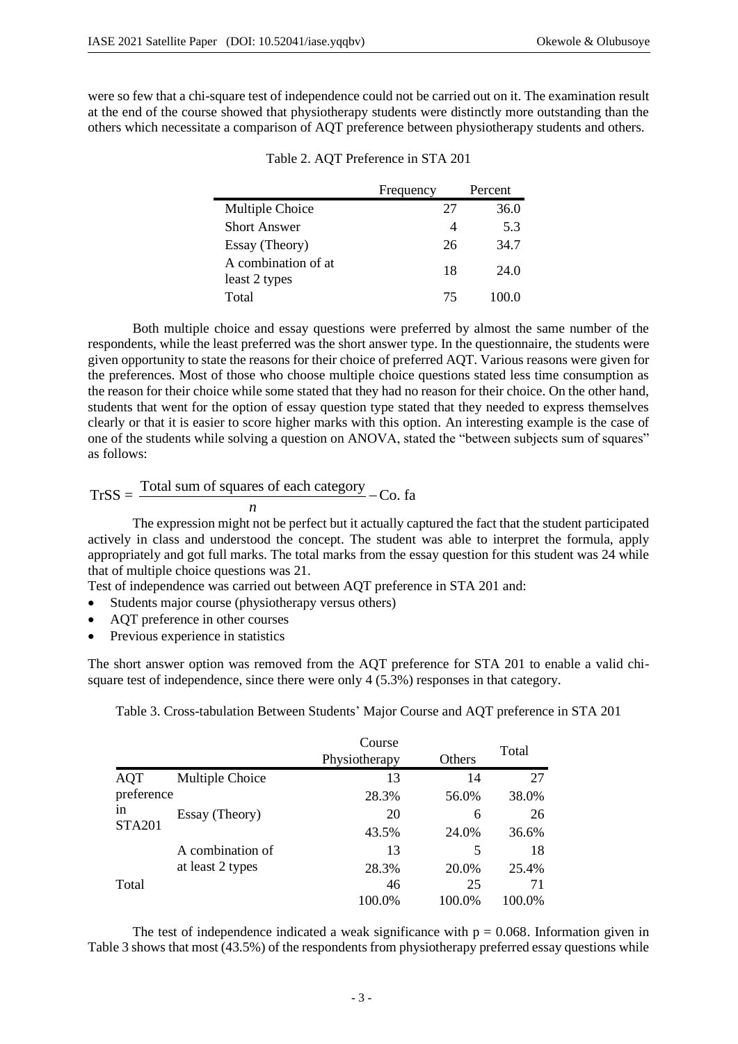were so few that a chi-square test of independence could not be carried out on it. The examination result at the end of the course showed that physiotherapy students were distinctly more outstanding than the others which necessitate a comparison of AQT preference between physiotherapy students and others.

Table 2. AQT Preference in STA 201

| | Frequency | Percent |
|---|---|---|
| Multiple Choice | 27 | 36.0 |
| Short Answer | 4 | 5.3 |
| Essay (Theory) | 26 | 34.7 |
| A combination of at least 2 types | 18 | 24.0 |
| Total | 75 | 100.0 |

Both multiple choice and essay questions were preferred by almost the same number of the respondents, while the least preferred was the short answer type. In the questionnaire, the students were given opportunity to state the reasons for their choice of preferred AQT. Various reasons were given for the preferences. Most of those who choose multiple choice questions stated less time consumption as the reason for their choice while some stated that they had no reason for their choice. On the other hand, students that went for the option of essay question type stated that they needed to express themselves clearly or that it is easier to score higher marks with this option. An interesting example is the case of one of the students while solving a question on ANOVA, stated the "between subjects sum of squares" as follows:

$$\text{TrSS} = \frac{\text{Total sum of squares of each category}}{n} - \text{Co. fa}$$

The expression might not be perfect but it actually captured the fact that the student participated actively in class and understood the concept. The student was able to interpret the formula, apply appropriately and got full marks. The total marks from the essay question for this student was 24 while that of multiple choice questions was 21.

Test of independence was carried out between AQT preference in STA 201 and:

- Students major course (physiotherapy versus others)
- AQT preference in other courses
- Previous experience in statistics

The short answer option was removed from the AQT preference for STA 201 to enable a valid chi-square test of independence, since there were only 4 (5.3%) responses in that category.

Table 3. Cross-tabulation Between Students' Major Course and AQT preference in STA 201

| | | Course | | Total |
|---|---|---|---|---|
| | | Physiotherapy | Others | |
| AQT preference in STA201 | Multiple Choice | 13 | 14 | 27 |
| | | 28.3% | 56.0% | 38.0% |
| | Essay (Theory) | 20 | 6 | 26 |
| | | 43.5% | 24.0% | 36.6% |
| | A combination of at least 2 types | 13 | 5 | 18 |
| | | 28.3% | 20.0% | 25.4% |
| Total | | 46 | 25 | 71 |
| | | 100.0% | 100.0% | 100.0% |

The test of independence indicated a weak significance with $p = 0.068$. Information given in Table 3 shows that most (43.5%) of the respondents from physiotherapy preferred essay questions while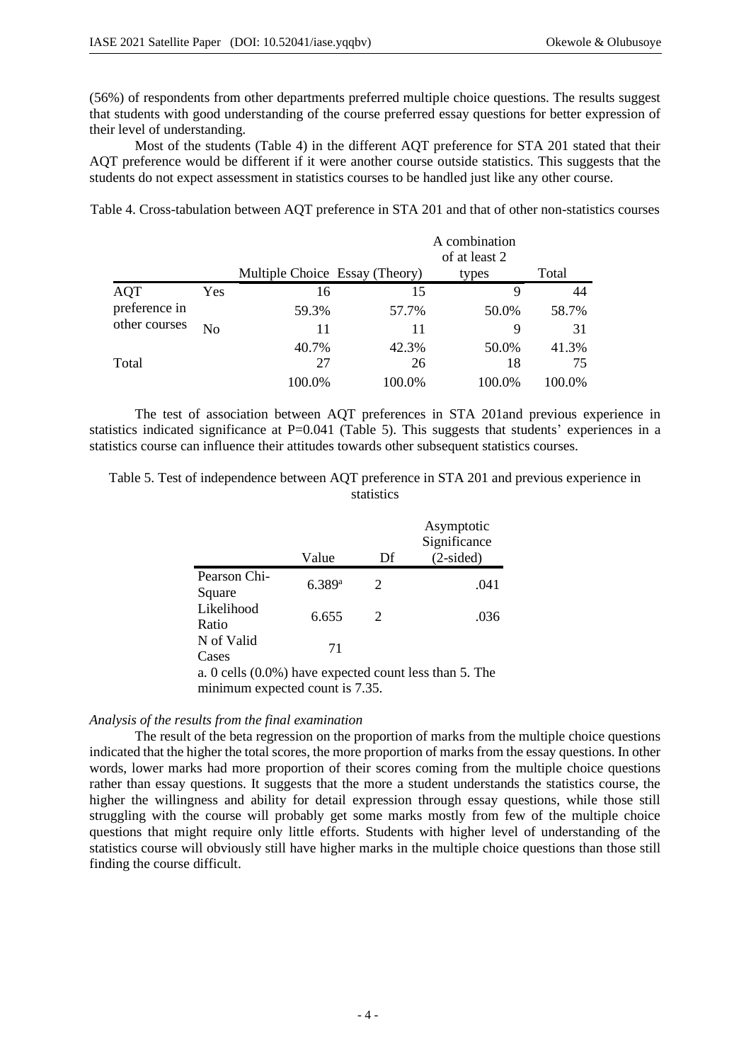(56%) of respondents from other departments preferred multiple choice questions. The results suggest that students with good understanding of the course preferred essay questions for better expression of their level of understanding.

Most of the students (Table 4) in the different AQT preference for STA 201 stated that their AQT preference would be different if it were another course outside statistics. This suggests that the students do not expect assessment in statistics courses to be handled just like any other course.

Table 4. Cross-tabulation between AQT preference in STA 201 and that of other non-statistics courses

| | | Multiple Choice | Essay (Theory) | A combination of at least 2 types | Total |
|---|---|---|---|---|---|
| AQT preference in other courses | Yes | 16 | 15 | 9 | 44 |
| | | 59.3% | 57.7% | 50.0% | 58.7% |
| | No | 11 | 11 | 9 | 31 |
| | | 40.7% | 42.3% | 50.0% | 41.3% |
| Total | | 27 | 26 | 18 | 75 |
| | | 100.0% | 100.0% | 100.0% | 100.0% |

The test of association between AQT preferences in STA 201and previous experience in statistics indicated significance at P=0.041 (Table 5). This suggests that students' experiences in a statistics course can influence their attitudes towards other subsequent statistics courses.

Table 5. Test of independence between AQT preference in STA 201 and previous experience in statistics

| | Value | Df | Asymptotic Significance (2-sided) |
|---|---|---|---|
| Pearson Chi-Square | 6.389[a] | 2 | .041 |
| Likelihood Ratio | 6.655 | 2 | .036 |
| N of Valid Cases | 71 | | |

a. 0 cells (0.0%) have expected count less than 5. The minimum expected count is 7.35.

*Analysis of the results from the final examination*

The result of the beta regression on the proportion of marks from the multiple choice questions indicated that the higher the total scores, the more proportion of marks from the essay questions. In other words, lower marks had more proportion of their scores coming from the multiple choice questions rather than essay questions. It suggests that the more a student understands the statistics course, the higher the willingness and ability for detail expression through essay questions, while those still struggling with the course will probably get some marks mostly from few of the multiple choice questions that might require only little efforts. Students with higher level of understanding of the statistics course will obviously still have higher marks in the multiple choice questions than those still finding the course difficult.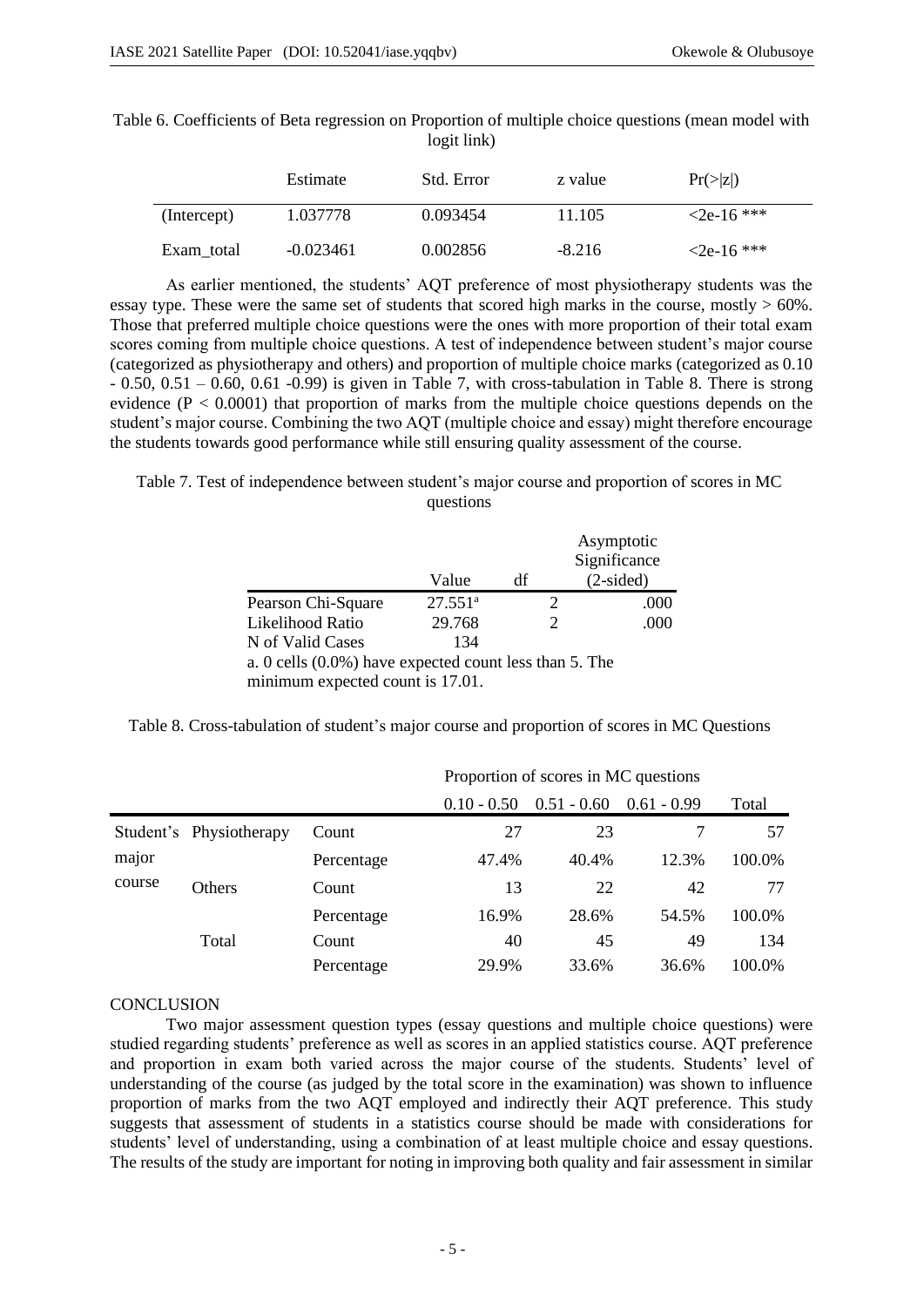Table 6. Coefficients of Beta regression on Proportion of multiple choice questions (mean model with logit link)

| | Estimate | Std. Error | z value | Pr(>\|z\|) |
|---|---|---|---|---|
| (Intercept) | 1.037778 | 0.093454 | 11.105 | <2e-16 *** |
| Exam_total | -0.023461 | 0.002856 | -8.216 | <2e-16 *** |

As earlier mentioned, the students' AQT preference of most physiotherapy students was the essay type. These were the same set of students that scored high marks in the course, mostly > 60%. Those that preferred multiple choice questions were the ones with more proportion of their total exam scores coming from multiple choice questions. A test of independence between student's major course (categorized as physiotherapy and others) and proportion of multiple choice marks (categorized as 0.10 - 0.50, 0.51 – 0.60, 0.61 -0.99) is given in Table 7, with cross-tabulation in Table 8. There is strong evidence ($P < 0.0001$) that proportion of marks from the multiple choice questions depends on the student's major course. Combining the two AQT (multiple choice and essay) might therefore encourage the students towards good performance while still ensuring quality assessment of the course.

Table 7. Test of independence between student's major course and proportion of scores in MC questions

| | Value | df | Asymptotic Significance (2-sided) |
|---|---|---|---|
| Pearson Chi-Square | 27.551[a] | 2 | .000 |
| Likelihood Ratio | 29.768 | 2 | .000 |
| N of Valid Cases | 134 | | |

a. 0 cells (0.0%) have expected count less than 5. The minimum expected count is 17.01.

Table 8. Cross-tabulation of student's major course and proportion of scores in MC Questions

| | | | Proportion of scores in MC questions | | | |
|---|---|---|---|---|---|---|
| | | | 0.10 - 0.50 | 0.51 - 0.60 | 0.61 - 0.99 | Total |
| Student's major course | Physiotherapy | Count | 27 | 23 | 7 | 57 |
| | | Percentage | 47.4% | 40.4% | 12.3% | 100.0% |
| | Others | Count | 13 | 22 | 42 | 77 |
| | | Percentage | 16.9% | 28.6% | 54.5% | 100.0% |
| | Total | Count | 40 | 45 | 49 | 134 |
| | | Percentage | 29.9% | 33.6% | 36.6% | 100.0% |

## CONCLUSION

Two major assessment question types (essay questions and multiple choice questions) were studied regarding students' preference as well as scores in an applied statistics course. AQT preference and proportion in exam both varied across the major course of the students. Students' level of understanding of the course (as judged by the total score in the examination) was shown to influence proportion of marks from the two AQT employed and indirectly their AQT preference. This study suggests that assessment of students in a statistics course should be made with considerations for students' level of understanding, using a combination of at least multiple choice and essay questions. The results of the study are important for noting in improving both quality and fair assessment in similar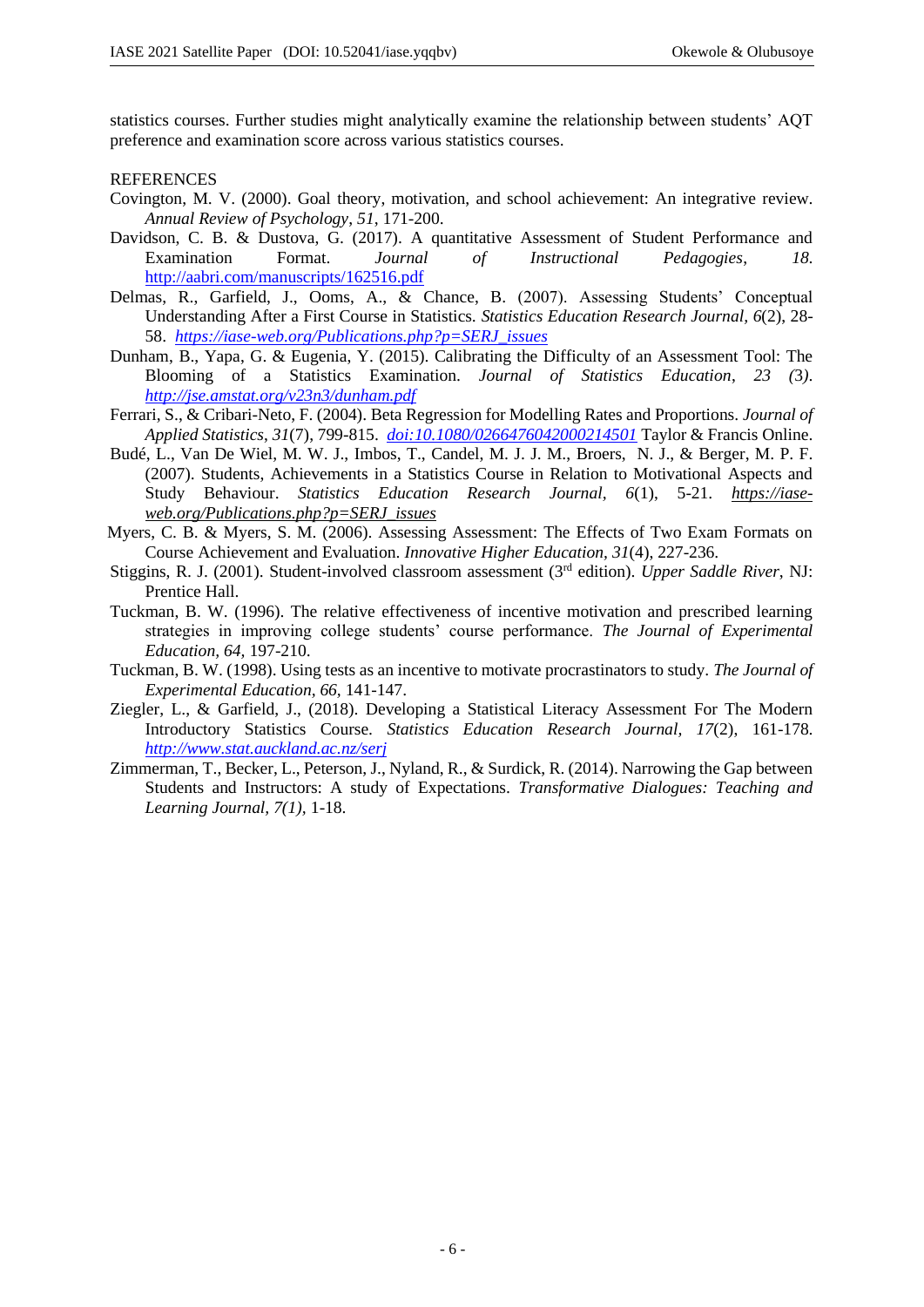statistics courses. Further studies might analytically examine the relationship between students' AQT preference and examination score across various statistics courses.

REFERENCES

Covington, M. V. (2000). Goal theory, motivation, and school achievement: An integrative review. *Annual Review of Psychology*, *51*, 171-200.

Davidson, C. B. & Dustova, G. (2017). A quantitative Assessment of Student Performance and Examination Format. *Journal of Instructional Pedagogies*, *18.* http://aabri.com/manuscripts/162516.pdf

Delmas, R., Garfield, J., Ooms, A., & Chance, B. (2007). Assessing Students' Conceptual Understanding After a First Course in Statistics. *Statistics Education Research Journal, 6*(2), 28-58. *https://iase-web.org/Publications.php?p=SERJ_issues*

Dunham, B., Yapa, G. & Eugenia, Y. (2015). Calibrating the Difficulty of an Assessment Tool: The Blooming of a Statistics Examination. *Journal of Statistics Education*, *23 (*3*)*. *http://jse.amstat.org/v23n3/dunham.pdf*

Ferrari, S., & Cribari-Neto, F. (2004). Beta Regression for Modelling Rates and Proportions. *Journal of Applied Statistics*, *31*(7), 799-815. *doi:10.1080/0266476042000214501* Taylor & Francis Online.

Budé, L., Van De Wiel, M. W. J., Imbos, T., Candel, M. J. J. M., Broers, N. J., & Berger, M. P. F. (2007). Students, Achievements in a Statistics Course in Relation to Motivational Aspects and Study Behaviour. *Statistics Education Research Journal*, *6*(1), 5-21. *https://iase-web.org/Publications.php?p=SERJ_issues*

Myers, C. B. & Myers, S. M. (2006). Assessing Assessment: The Effects of Two Exam Formats on Course Achievement and Evaluation. *Innovative Higher Education, 31*(4), 227-236.

Stiggins, R. J. (2001). Student-involved classroom assessment (3rd edition). *Upper Saddle River*, NJ: Prentice Hall.

Tuckman, B. W. (1996). The relative effectiveness of incentive motivation and prescribed learning strategies in improving college students' course performance. *The Journal of Experimental Education*, *64*, 197-210.

Tuckman, B. W. (1998). Using tests as an incentive to motivate procrastinators to study. *The Journal of Experimental Education*, *66*, 141-147.

Ziegler, L., & Garfield, J., (2018). Developing a Statistical Literacy Assessment For The Modern Introductory Statistics Course. *Statistics Education Research Journal*, *17*(2), 161-178. *http://www.stat.auckland.ac.nz/serj*

Zimmerman, T., Becker, L., Peterson, J., Nyland, R., & Surdick, R. (2014). Narrowing the Gap between Students and Instructors: A study of Expectations. *Transformative Dialogues: Teaching and Learning Journal*, *7(1)*, 1-18.